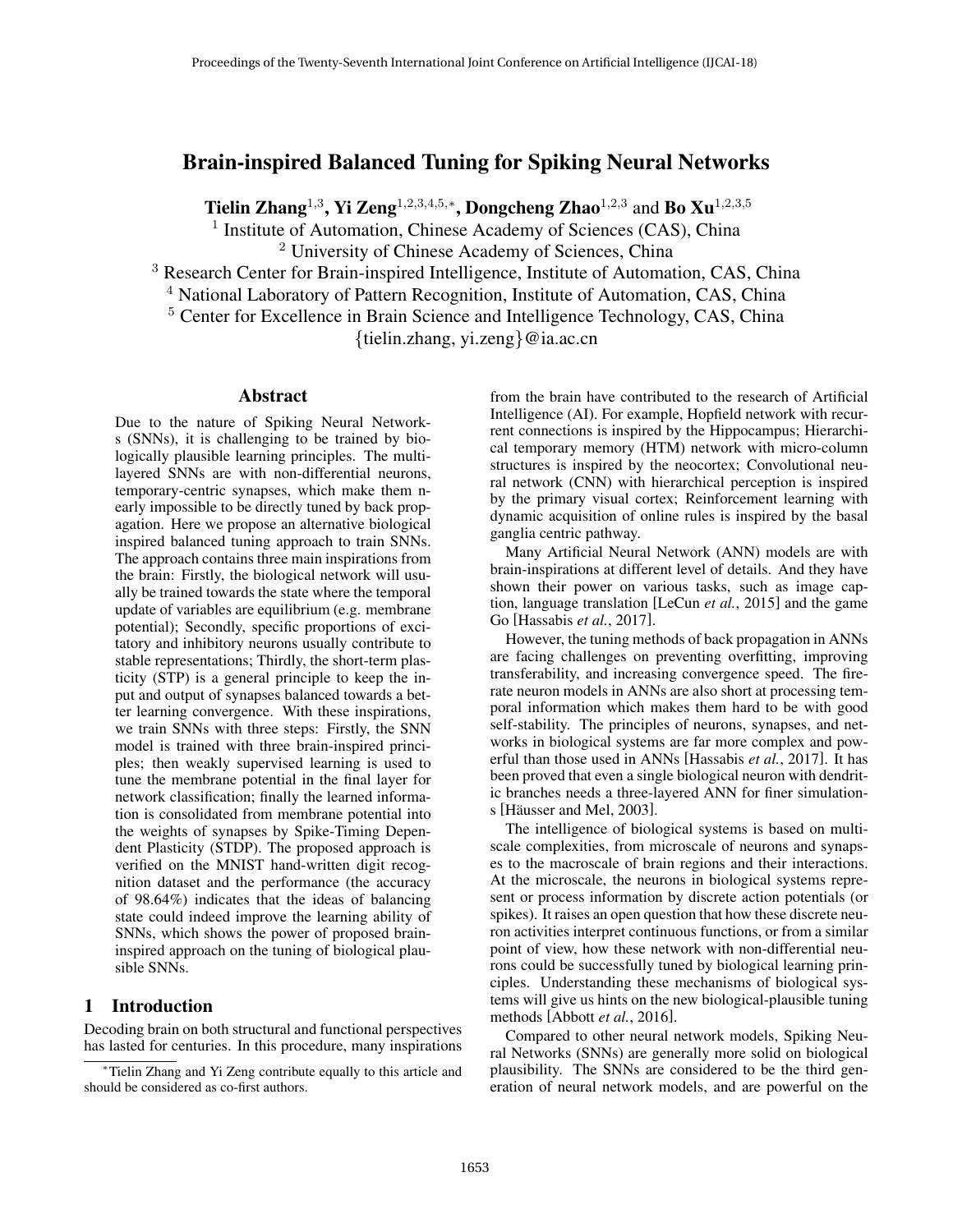# Brain-inspired Balanced Tuning for Spiking Neural Networks

**Tielin Zhang**[1,3], **Yi Zeng**[1,2,3,4,5,*], **Dongcheng Zhao**[1,2,3] and **Bo Xu**[1,2,3,5]

[1] Institute of Automation, Chinese Academy of Sciences (CAS), China
[2] University of Chinese Academy of Sciences, China
[3] Research Center for Brain-inspired Intelligence, Institute of Automation, CAS, China
[4] National Laboratory of Pattern Recognition, Institute of Automation, CAS, China
[5] Center for Excellence in Brain Science and Intelligence Technology, CAS, China
{tielin.zhang, yi.zeng}@ia.ac.cn

## Abstract

Due to the nature of Spiking Neural Networks (SNNs), it is challenging to be trained by biologically plausible learning principles. The multi-layered SNNs are with non-differential neurons, temporary-centric synapses, which make them nearly impossible to be directly tuned by back propagation. Here we propose an alternative biological inspired balanced tuning approach to train SNNs. The approach contains three main inspirations from the brain: Firstly, the biological network will usually be trained towards the state where the temporal update of variables are equilibrium (e.g. membrane potential); Secondly, specific proportions of excitatory and inhibitory neurons usually contribute to stable representations; Thirdly, the short-term plasticity (STP) is a general principle to keep the input and output of synapses balanced towards a better learning convergence. With these inspirations, we train SNNs with three steps: Firstly, the SNN model is trained with three brain-inspired principles; then weakly supervised learning is used to tune the membrane potential in the final layer for network classification; finally the learned information is consolidated from membrane potential into the weights of synapses by Spike-Timing Dependent Plasticity (STDP). The proposed approach is verified on the MNIST hand-written digit recognition dataset and the performance (the accuracy of 98.64%) indicates that the ideas of balancing state could indeed improve the learning ability of SNNs, which shows the power of proposed brain-inspired approach on the tuning of biological plausible SNNs.

## 1 Introduction

Decoding brain on both structural and functional perspectives has lasted for centuries. In this procedure, many inspirations from the brain have contributed to the research of Artificial Intelligence (AI). For example, Hopfield network with recurrent connections is inspired by the Hippocampus; Hierarchical temporary memory (HTM) network with micro-column structures is inspired by the neocortex; Convolutional neural network (CNN) with hierarchical perception is inspired by the primary visual cortex; Reinforcement learning with dynamic acquisition of online rules is inspired by the basal ganglia centric pathway.

Many Artificial Neural Network (ANN) models are with brain-inspirations at different level of details. And they have shown their power on various tasks, such as image caption, language translation [LeCun *et al.*, 2015] and the game Go [Hassabis *et al.*, 2017].

However, the tuning methods of back propagation in ANNs are facing challenges on preventing overfitting, improving transferability, and increasing convergence speed. The fire-rate neuron models in ANNs are also short at processing temporal information which makes them hard to be with good self-stability. The principles of neurons, synapses, and networks in biological systems are far more complex and powerful than those used in ANNs [Hassabis *et al.*, 2017]. It has been proved that even a single biological neuron with dendritic branches needs a three-layered ANN for finer simulations [Häusser and Mel, 2003].

The intelligence of biological systems is based on multi-scale complexities, from microscale of neurons and synapses to the macroscale of brain regions and their interactions. At the microscale, the neurons in biological systems represent or process information by discrete action potentials (or spikes). It raises an open question that how these discrete neuron activities interpret continuous functions, or from a similar point of view, how these network with non-differential neurons could be successfully tuned by biological learning principles. Understanding these mechanisms of biological systems will give us hints on the new biological-plausible tuning methods [Abbott *et al.*, 2016].

Compared to other neural network models, Spiking Neural Networks (SNNs) are generally more solid on biological plausibility. The SNNs are considered to be the third generation of neural network models, and are powerful on the

*Tielin Zhang and Yi Zeng contribute equally to this article and should be considered as co-first authors.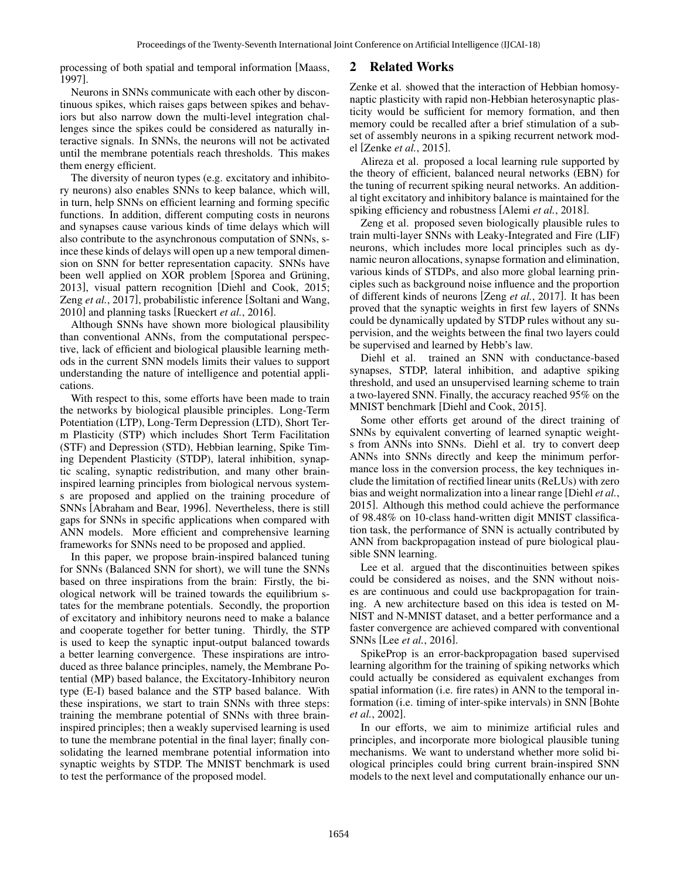processing of both spatial and temporal information [Maass, 1997].

Neurons in SNNs communicate with each other by discontinuous spikes, which raises gaps between spikes and behaviors but also narrow down the multi-level integration challenges since the spikes could be considered as naturally interactive signals. In SNNs, the neurons will not be activated until the membrane potentials reach thresholds. This makes them energy efficient.

The diversity of neuron types (e.g. excitatory and inhibitory neurons) also enables SNNs to keep balance, which will, in turn, help SNNs on efficient learning and forming specific functions. In addition, different computing costs in neurons and synapses cause various kinds of time delays which will also contribute to the asynchronous computation of SNNs, since these kinds of delays will open up a new temporal dimension on SNN for better representation capacity. SNNs have been well applied on XOR problem [Sporea and Grüning, 2013], visual pattern recognition [Diehl and Cook, 2015; Zeng *et al.*, 2017], probabilistic inference [Soltani and Wang, 2010] and planning tasks [Rueckert *et al.*, 2016].

Although SNNs have shown more biological plausibility than conventional ANNs, from the computational perspective, lack of efficient and biological plausible learning methods in the current SNN models limits their values to support understanding the nature of intelligence and potential applications.

With respect to this, some efforts have been made to train the networks by biological plausible principles. Long-Term Potentiation (LTP), Long-Term Depression (LTD), Short Term Plasticity (STP) which includes Short Term Facilitation (STF) and Depression (STD), Hebbian learning, Spike Timing Dependent Plasticity (STDP), lateral inhibition, synaptic scaling, synaptic redistribution, and many other brain-inspired learning principles from biological nervous systems are proposed and applied on the training procedure of SNNs [Abraham and Bear, 1996]. Nevertheless, there is still gaps for SNNs in specific applications when compared with ANN models. More efficient and comprehensive learning frameworks for SNNs need to be proposed and applied.

In this paper, we propose brain-inspired balanced tuning for SNNs (Balanced SNN for short), we will tune the SNNs based on three inspirations from the brain: Firstly, the biological network will be trained towards the equilibrium states for the membrane potentials. Secondly, the proportion of excitatory and inhibitory neurons need to make a balance and cooperate together for better tuning. Thirdly, the STP is used to keep the synaptic input-output balanced towards a better learning convergence. These inspirations are introduced as three balance principles, namely, the Membrane Potential (MP) based balance, the Excitatory-Inhibitory neuron type (E-I) based balance and the STP based balance. With these inspirations, we start to train SNNs with three steps: training the membrane potential of SNNs with three brain-inspired principles; then a weakly supervised learning is used to tune the membrane potential in the final layer; finally consolidating the learned membrane potential information into synaptic weights by STDP. The MNIST benchmark is used to test the performance of the proposed model.

## 2 Related Works

Zenke et al. showed that the interaction of Hebbian homosynaptic plasticity with rapid non-Hebbian heterosynaptic plasticity would be sufficient for memory formation, and then memory could be recalled after a brief stimulation of a subset of assembly neurons in a spiking recurrent network model [Zenke *et al.*, 2015].

Alireza et al. proposed a local learning rule supported by the theory of efficient, balanced neural networks (EBN) for the tuning of recurrent spiking neural networks. An additional tight excitatory and inhibitory balance is maintained for the spiking efficiency and robustness [Alemi *et al.*, 2018].

Zeng et al. proposed seven biologically plausible rules to train multi-layer SNNs with Leaky-Integrated and Fire (LIF) neurons, which includes more local principles such as dynamic neuron allocations, synapse formation and elimination, various kinds of STDPs, and also more global learning principles such as background noise influence and the proportion of different kinds of neurons [Zeng *et al.*, 2017]. It has been proved that the synaptic weights in first few layers of SNNs could be dynamically updated by STDP rules without any supervision, and the weights between the final two layers could be supervised and learned by Hebb's law.

Diehl et al. trained an SNN with conductance-based synapses, STDP, lateral inhibition, and adaptive spiking threshold, and used an unsupervised learning scheme to train a two-layered SNN. Finally, the accuracy reached 95% on the MNIST benchmark [Diehl and Cook, 2015].

Some other efforts get around of the direct training of SNNs by equivalent converting of learned synaptic weights from ANNs into SNNs. Diehl et al. try to convert deep ANNs into SNNs directly and keep the minimum performance loss in the conversion process, the key techniques include the limitation of rectified linear units (ReLUs) with zero bias and weight normalization into a linear range [Diehl *et al.*, 2015]. Although this method could achieve the performance of 98.48% on 10-class hand-written digit MNIST classification task, the performance of SNN is actually contributed by ANN from backpropagation instead of pure biological plausible SNN learning.

Lee et al. argued that the discontinuities between spikes could be considered as noises, and the SNN without noises are continuous and could use backpropagation for training. A new architecture based on this idea is tested on MNIST and N-MNIST dataset, and a better performance and a faster convergence are achieved compared with conventional SNNs [Lee *et al.*, 2016].

SpikeProp is an error-backpropagation based supervised learning algorithm for the training of spiking networks which could actually be considered as equivalent exchanges from spatial information (i.e. fire rates) in ANN to the temporal information (i.e. timing of inter-spike intervals) in SNN [Bohte *et al.*, 2002].

In our efforts, we aim to minimize artificial rules and principles, and incorporate more biological plausible tuning mechanisms. We want to understand whether more solid biological principles could bring current brain-inspired SNN models to the next level and computationally enhance our un-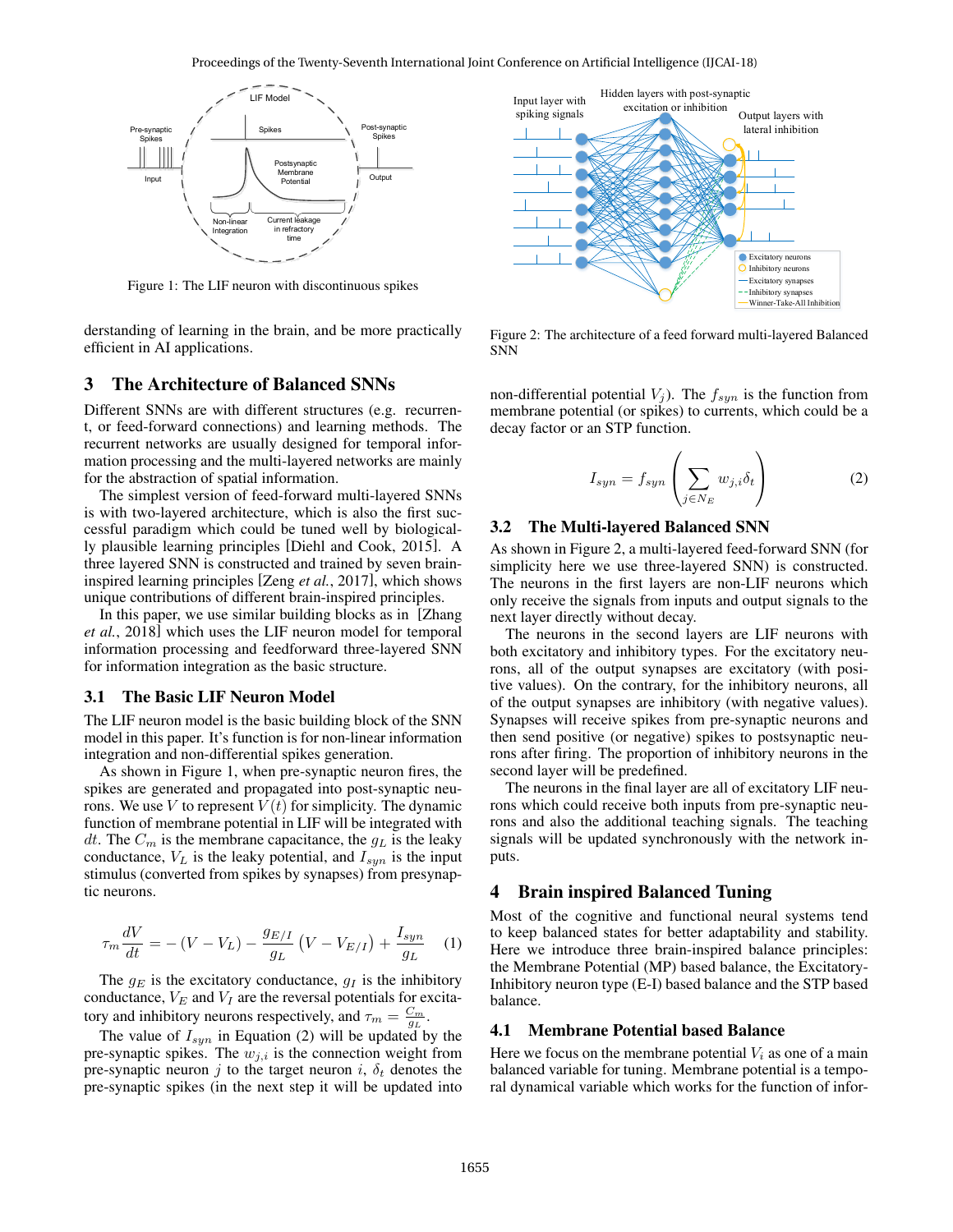Figure 1: The LIF neuron with discontinuous spikes

derstanding of learning in the brain, and be more practically efficient in AI applications.

## 3 The Architecture of Balanced SNNs

Different SNNs are with different structures (e.g. recurrent, or feed-forward connections) and learning methods. The recurrent networks are usually designed for temporal information processing and the multi-layered networks are mainly for the abstraction of spatial information.

The simplest version of feed-forward multi-layered SNNs is with two-layered architecture, which is also the first successful paradigm which could be tuned well by biologically plausible learning principles [Diehl and Cook, 2015]. A three layered SNN is constructed and trained by seven brain-inspired learning principles [Zeng *et al.*, 2017], which shows unique contributions of different brain-inspired principles.

In this paper, we use similar building blocks as in [Zhang *et al.*, 2018] which uses the LIF neuron model for temporal information processing and feedforward three-layered SNN for information integration as the basic structure.

### 3.1 The Basic LIF Neuron Model

The LIF neuron model is the basic building block of the SNN model in this paper. It's function is for non-linear information integration and non-differential spikes generation.

As shown in Figure 1, when pre-synaptic neuron fires, the spikes are generated and propagated into post-synaptic neurons. We use $V$ to represent $V(t)$ for simplicity. The dynamic function of membrane potential in LIF will be integrated with $dt$. The $C_m$ is the membrane capacitance, the $g_L$ is the leaky conductance, $V_L$ is the leaky potential, and $I_{syn}$ is the input stimulus (converted from spikes by synapses) from presynaptic neurons.

$$\tau_m \frac{dV}{dt} = -(V - V_L) - \frac{g_{E/I}}{g_L}\left(V - V_{E/I}\right) + \frac{I_{syn}}{g_L} \quad (1)$$

The $g_E$ is the excitatory conductance, $g_I$ is the inhibitory conductance, $V_E$ and $V_I$ are the reversal potentials for excitatory and inhibitory neurons respectively, and $\tau_m = \frac{C_m}{g_L}$.

The value of $I_{syn}$ in Equation (2) will be updated by the pre-synaptic spikes. The $w_{j,i}$ is the connection weight from pre-synaptic neuron $j$ to the target neuron $i$, $\delta_t$ denotes the pre-synaptic spikes (in the next step it will be updated into non-differential potential $V_j$). The $f_{syn}$ is the function from membrane potential (or spikes) to currents, which could be a decay factor or an STP function.

$$I_{syn} = f_{syn}\left(\sum_{j \in N_E} w_{j,i}\delta_t\right) \quad (2)$$

Figure 2: The architecture of a feed forward multi-layered Balanced SNN

### 3.2 The Multi-layered Balanced SNN

As shown in Figure 2, a multi-layered feed-forward SNN (for simplicity here we use three-layered SNN) is constructed. The neurons in the first layers are non-LIF neurons which only receive the signals from inputs and output signals to the next layer directly without decay.

The neurons in the second layers are LIF neurons with both excitatory and inhibitory types. For the excitatory neurons, all of the output synapses are excitatory (with positive values). On the contrary, for the inhibitory neurons, all of the output synapses are inhibitory (with negative values). Synapses will receive spikes from pre-synaptic neurons and then send positive (or negative) spikes to postsynaptic neurons after firing. The proportion of inhibitory neurons in the second layer will be predefined.

The neurons in the final layer are all of excitatory LIF neurons which could receive both inputs from pre-synaptic neurons and also the additional teaching signals. The teaching signals will be updated synchronously with the network inputs.

## 4 Brain inspired Balanced Tuning

Most of the cognitive and functional neural systems tend to keep balanced states for better adaptability and stability. Here we introduce three brain-inspired balance principles: the Membrane Potential (MP) based balance, the Excitatory-Inhibitory neuron type (E-I) based balance and the STP based balance.

### 4.1 Membrane Potential based Balance

Here we focus on the membrane potential $V_i$ as one of a main balanced variable for tuning. Membrane potential is a temporal dynamical variable which works for the function of infor-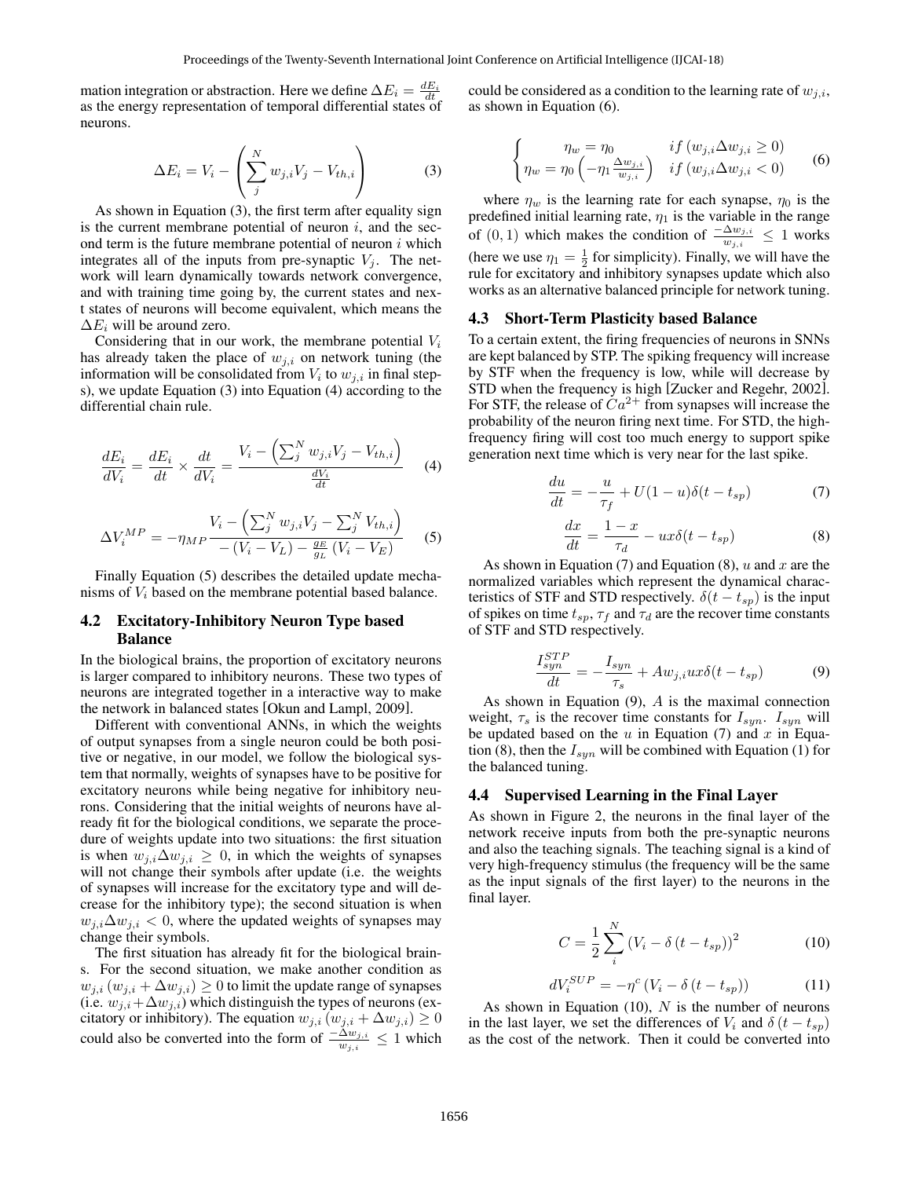mation integration or abstraction. Here we define $\Delta E_i = \frac{dE_i}{dt}$ as the energy representation of temporal differential states of neurons.

$$\Delta E_i = V_i - \left( \sum_{j}^{N} w_{j,i} V_j - V_{th,i} \right) \tag{3}$$

As shown in Equation (3), the first term after equality sign is the current membrane potential of neuron $i$, and the second term is the future membrane potential of neuron $i$ which integrates all of the inputs from pre-synaptic $V_j$. The network will learn dynamically towards network convergence, and with training time going by, the current states and next states of neurons will become equivalent, which means the $\Delta E_i$ will be around zero.

Considering that in our work, the membrane potential $V_i$ has already taken the place of $w_{j,i}$ on network tuning (the information will be consolidated from $V_i$ to $w_{j,i}$ in final steps), we update Equation (3) into Equation (4) according to the differential chain rule.

$$\frac{dE_i}{dV_i} = \frac{dE_i}{dt} \times \frac{dt}{dV_i} = \frac{V_i - \left( \sum_{j}^{N} w_{j,i} V_j - V_{th,i} \right)}{\frac{dV_i}{dt}} \tag{4}$$

$$\Delta V_i^{MP} = -\eta_{MP} \frac{V_i - \left( \sum_{j}^{N} w_{j,i} V_j - \sum_{j}^{N} V_{th,i} \right)}{-(V_i - V_L) - \frac{g_E}{g_L}(V_i - V_E)} \tag{5}$$

Finally Equation (5) describes the detailed update mechanisms of $V_i$ based on the membrane potential based balance.

## 4.2 Excitatory-Inhibitory Neuron Type based Balance

In the biological brains, the proportion of excitatory neurons is larger compared to inhibitory neurons. These two types of neurons are integrated together in a interactive way to make the network in balanced states [Okun and Lampl, 2009].

Different with conventional ANNs, in which the weights of output synapses from a single neuron could be both positive or negative, in our model, we follow the biological system that normally, weights of synapses have to be positive for excitatory neurons while being negative for inhibitory neurons. Considering that the initial weights of neurons have already fit for the biological conditions, we separate the procedure of weights update into two situations: the first situation is when $w_{j,i}\Delta w_{j,i} \geq 0$, in which the weights of synapses will not change their symbols after update (i.e. the weights of synapses will increase for the excitatory type and will decrease for the inhibitory type); the second situation is when $w_{j,i}\Delta w_{j,i} < 0$, where the updated weights of synapses may change their symbols.

The first situation has already fit for the biological brains. For the second situation, we make another condition as $w_{j,i}(w_{j,i} + \Delta w_{j,i}) \geq 0$ to limit the update range of synapses (i.e. $w_{j,i} + \Delta w_{j,i}$) which distinguish the types of neurons (excitatory or inhibitory). The equation $w_{j,i}(w_{j,i} + \Delta w_{j,i}) \geq 0$ could also be converted into the form of $\frac{-\Delta w_{j,i}}{w_{j,i}} \leq 1$ which could be considered as a condition to the learning rate of $w_{j,i}$, as shown in Equation (6).

$$\begin{cases} \eta_w = \eta_0 & if\ (w_{j,i}\Delta w_{j,i} \geq 0) \\ \eta_w = \eta_0 \left( -\eta_1 \frac{\Delta w_{j,i}}{w_{j,i}} \right) & if\ (w_{j,i}\Delta w_{j,i} < 0) \end{cases} \tag{6}$$

where $\eta_w$ is the learning rate for each synapse, $\eta_0$ is the predefined initial learning rate, $\eta_1$ is the variable in the range of $(0, 1)$ which makes the condition of $\frac{-\Delta w_{j,i}}{w_{j,i}} \leq 1$ works (here we use $\eta_1 = \frac{1}{2}$ for simplicity). Finally, we will have the rule for excitatory and inhibitory synapses update which also works as an alternative balanced principle for network tuning.

## 4.3 Short-Term Plasticity based Balance

To a certain extent, the firing frequencies of neurons in SNNs are kept balanced by STP. The spiking frequency will increase by STF when the frequency is low, while will decrease by STD when the frequency is high [Zucker and Regehr, 2002]. For STF, the release of $Ca^{2+}$ from synapses will increase the probability of the neuron firing next time. For STD, the high-frequency firing will cost too much energy to support spike generation next time which is very near for the last spike.

$$\frac{du}{dt} = -\frac{u}{\tau_f} + U(1-u)\delta(t - t_{sp}) \tag{7}$$

$$\frac{dx}{dt} = \frac{1-x}{\tau_d} - ux\delta(t - t_{sp}) \tag{8}$$

As shown in Equation (7) and Equation (8), $u$ and $x$ are the normalized variables which represent the dynamical characteristics of STF and STD respectively. $\delta(t - t_{sp})$ is the input of spikes on time $t_{sp}$, $\tau_f$ and $\tau_d$ are the recover time constants of STF and STD respectively.

$$\frac{I_{syn}^{STP}}{dt} = -\frac{I_{syn}}{\tau_s} + Aw_{j,i}ux\delta(t - t_{sp}) \tag{9}$$

As shown in Equation (9), $A$ is the maximal connection weight, $\tau_s$ is the recover time constants for $I_{syn}$. $I_{syn}$ will be updated based on the $u$ in Equation (7) and $x$ in Equation (8), then the $I_{syn}$ will be combined with Equation (1) for the balanced tuning.

## 4.4 Supervised Learning in the Final Layer

As shown in Figure 2, the neurons in the final layer of the network receive inputs from both the pre-synaptic neurons and also the teaching signals. The teaching signal is a kind of very high-frequency stimulus (the frequency will be the same as the input signals of the first layer) to the neurons in the final layer.

$$C = \frac{1}{2} \sum_{i}^{N} (V_i - \delta(t - t_{sp}))^2 \tag{10}$$

$$dV_i^{SUP} = -\eta^c (V_i - \delta(t - t_{sp})) \tag{11}$$

As shown in Equation (10), $N$ is the number of neurons in the last layer, we set the differences of $V_i$ and $\delta(t - t_{sp})$ as the cost of the network. Then it could be converted into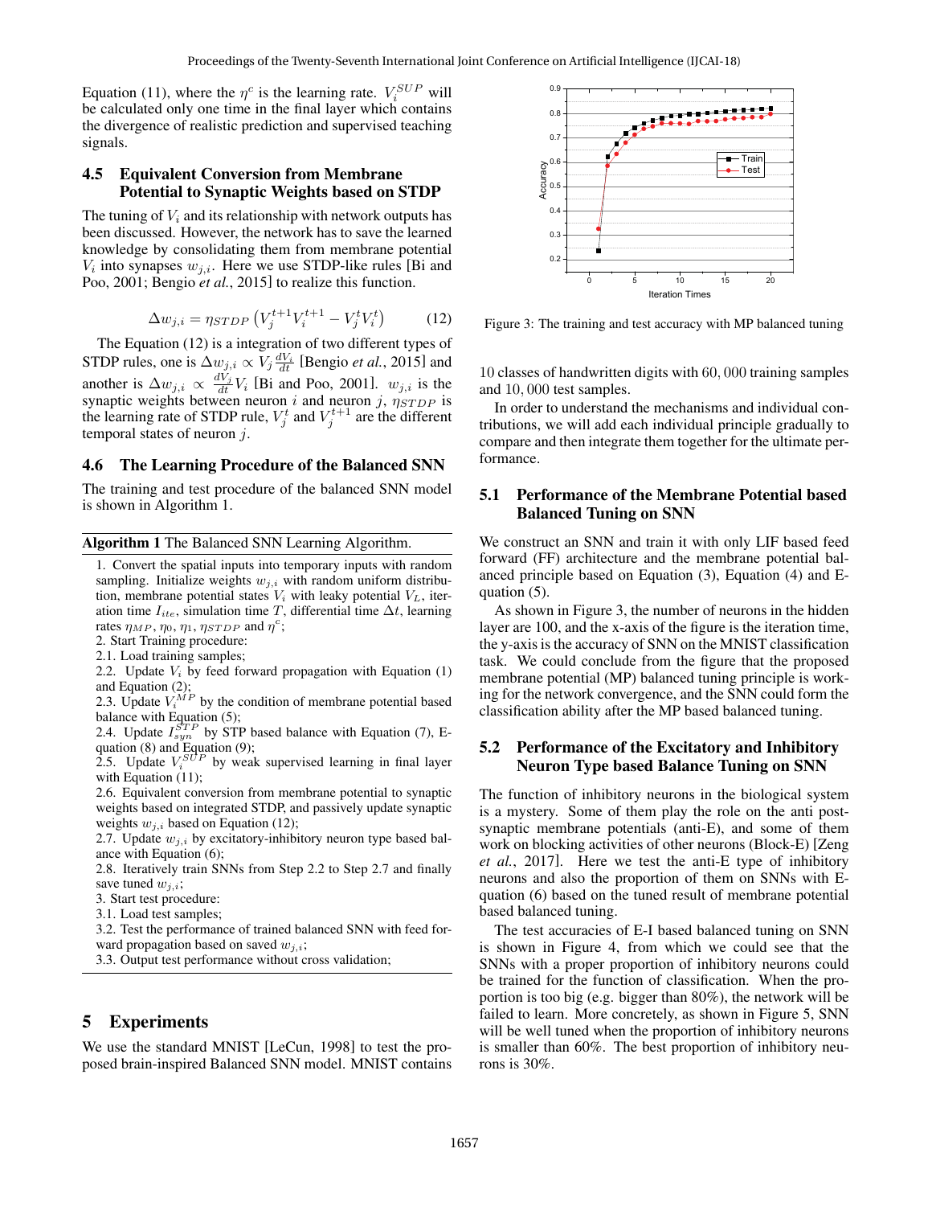Equation (11), where the $\eta^c$ is the learning rate. $V_i^{SUP}$ will be calculated only one time in the final layer which contains the divergence of realistic prediction and supervised teaching signals.

### 4.5 Equivalent Conversion from Membrane Potential to Synaptic Weights based on STDP

The tuning of $V_i$ and its relationship with network outputs has been discussed. However, the network has to save the learned knowledge by consolidating them from membrane potential $V_i$ into synapses $w_{j,i}$. Here we use STDP-like rules [Bi and Poo, 2001; Bengio *et al.*, 2015] to realize this function.

$$\Delta w_{j,i} = \eta_{STDP} \left( V_j^{t+1} V_i^{t+1} - V_j^t V_i^t \right) \tag{12}$$

The Equation (12) is a integration of two different types of STDP rules, one is $\Delta w_{j,i} \propto V_j \frac{dV_i}{dt}$ [Bengio *et al.*, 2015] and another is $\Delta w_{j,i} \propto \frac{dV_j}{dt} V_i$ [Bi and Poo, 2001]. $w_{j,i}$ is the synaptic weights between neuron $i$ and neuron $j$, $\eta_{STDP}$ is the learning rate of STDP rule, $V_j^t$ and $V_j^{t+1}$ are the different temporal states of neuron $j$.

### 4.6 The Learning Procedure of the Balanced SNN

The training and test procedure of the balanced SNN model is shown in Algorithm 1.

**Algorithm 1** The Balanced SNN Learning Algorithm.

1. Convert the spatial inputs into temporary inputs with random sampling. Initialize weights $w_{j,i}$ with random uniform distribution, membrane potential states $V_i$ with leaky potential $V_L$, iteration time $I_{ite}$, simulation time $T$, differential time $\Delta t$, learning rates $\eta_{MP}$, $\eta_0$, $\eta_1$, $\eta_{STDP}$ and $\eta^c$;
2. Start Training procedure:
2.1. Load training samples;
2.2. Update $V_i$ by feed forward propagation with Equation (1) and Equation (2);
2.3. Update $V_i^{MP}$ by the condition of membrane potential based balance with Equation (5);
2.4. Update $I_{syn}^{STP}$ by STP based balance with Equation (7), Equation (8) and Equation (9);
2.5. Update $V_i^{SUP}$ by weak supervised learning in final layer with Equation (11);
2.6. Equivalent conversion from membrane potential to synaptic weights based on integrated STDP, and passively update synaptic weights $w_{j,i}$ based on Equation (12);
2.7. Update $w_{j,i}$ by excitatory-inhibitory neuron type based balance with Equation (6);
2.8. Iteratively train SNNs from Step 2.2 to Step 2.7 and finally save tuned $w_{j,i}$;
3. Start test procedure:
3.1. Load test samples;
3.2. Test the performance of trained balanced SNN with feed forward propagation based on saved $w_{j,i}$;
3.3. Output test performance without cross validation;

## 5 Experiments

We use the standard MNIST [LeCun, 1998] to test the proposed brain-inspired Balanced SNN model. MNIST contains 10 classes of handwritten digits with $60,000$ training samples and $10,000$ test samples.

In order to understand the mechanisms and individual contributions, we will add each individual principle gradually to compare and then integrate them together for the ultimate performance.

Figure 3: The training and test accuracy with MP balanced tuning

### 5.1 Performance of the Membrane Potential based Balanced Tuning on SNN

We construct an SNN and train it with only LIF based feed forward (FF) architecture and the membrane potential balanced principle based on Equation (3), Equation (4) and Equation (5).

As shown in Figure 3, the number of neurons in the hidden layer are 100, and the x-axis of the figure is the iteration time, the y-axis is the accuracy of SNN on the MNIST classification task. We could conclude from the figure that the proposed membrane potential (MP) balanced tuning principle is working for the network convergence, and the SNN could form the classification ability after the MP based balanced tuning.

### 5.2 Performance of the Excitatory and Inhibitory Neuron Type based Balance Tuning on SNN

The function of inhibitory neurons in the biological system is a mystery. Some of them play the role on the anti postsynaptic membrane potentials (anti-E), and some of them work on blocking activities of other neurons (Block-E) [Zeng *et al.*, 2017]. Here we test the anti-E type of inhibitory neurons and also the proportion of them on SNNs with Equation (6) based on the tuned result of membrane potential based balanced tuning.

The test accuracies of E-I based balanced tuning on SNN is shown in Figure 4, from which we could see that the SNNs with a proper proportion of inhibitory neurons could be trained for the function of classification. When the proportion is too big (e.g. bigger than 80%), the network will be failed to learn. More concretely, as shown in Figure 5, SNN will be well tuned when the proportion of inhibitory neurons is smaller than 60%. The best proportion of inhibitory neurons is 30%.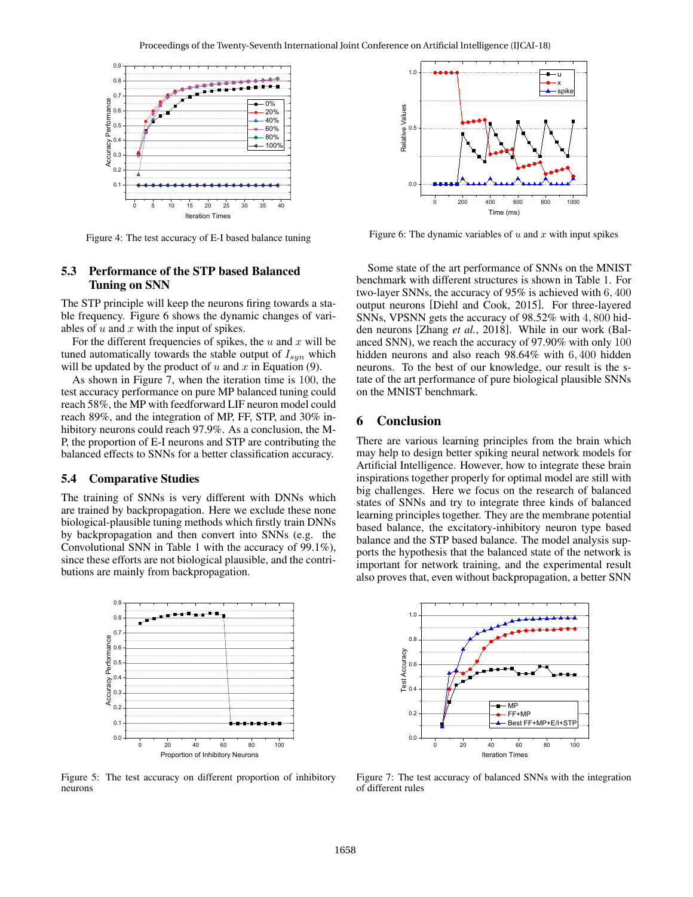Figure 4: The test accuracy of E-I based balance tuning

### 5.3 Performance of the STP based Balanced Tuning on SNN

The STP principle will keep the neurons firing towards a stable frequency. Figure 6 shows the dynamic changes of variables of $u$ and $x$ with the input of spikes.

For the different frequencies of spikes, the $u$ and $x$ will be tuned automatically towards the stable output of $I_{syn}$ which will be updated by the product of $u$ and $x$ in Equation (9).

As shown in Figure 7, when the iteration time is 100, the test accuracy performance on pure MP balanced tuning could reach 58%, the MP with feedforward LIF neuron model could reach 89%, and the integration of MP, FF, STP, and 30% inhibitory neurons could reach 97.9%. As a conclusion, the MP, the proportion of E-I neurons and STP are contributing the balanced effects to SNNs for a better classification accuracy.

### 5.4 Comparative Studies

The training of SNNs is very different with DNNs which are trained by backpropagation. Here we exclude these none biological-plausible tuning methods which firstly train DNNs by backpropagation and then convert into SNNs (e.g. the Convolutional SNN in Table 1 with the accuracy of 99.1%), since these efforts are not biological plausible, and the contributions are mainly from backpropagation.

Figure 5: The test accuracy on different proportion of inhibitory neurons

Figure 6: The dynamic variables of $u$ and $x$ with input spikes

Some state of the art performance of SNNs on the MNIST benchmark with different structures is shown in Table 1. For two-layer SNNs, the accuracy of 95% is achieved with $6,400$ output neurons [Diehl and Cook, 2015]. For three-layered SNNs, VPSNN gets the accuracy of 98.52% with $4,800$ hidden neurons [Zhang *et al.*, 2018]. While in our work (Balanced SNN), we reach the accuracy of 97.90% with only $100$ hidden neurons and also reach 98.64% with $6,400$ hidden neurons. To the best of our knowledge, our result is the state of the art performance of pure biological plausible SNNs on the MNIST benchmark.

## 6 Conclusion

There are various learning principles from the brain which may help to design better spiking neural network models for Artificial Intelligence. However, how to integrate these brain inspirations together properly for optimal model are still with big challenges. Here we focus on the research of balanced states of SNNs and try to integrate three kinds of balanced learning principles together. They are the membrane potential based balance, the excitatory-inhibitory neuron type based balance and the STP based balance. The model analysis supports the hypothesis that the balanced state of the network is important for network training, and the experimental result also proves that, even without backpropagation, a better SNN

Figure 7: The test accuracy of balanced SNNs with the integration of different rules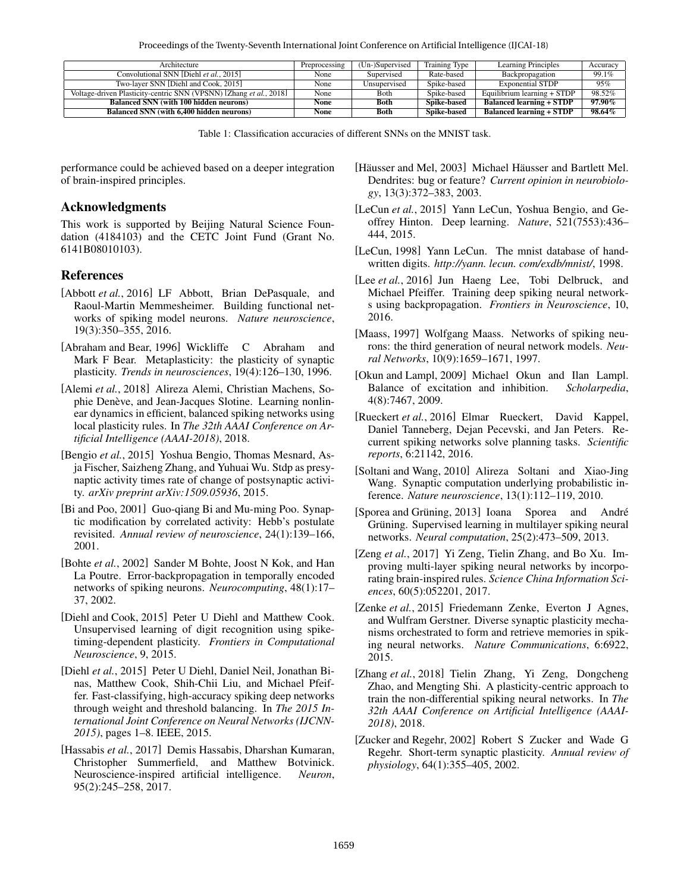| Architecture | Preprocessing | (Un-)Supervised | Training Type | Learning Principles | Accuracy |
| --- | --- | --- | --- | --- | --- |
| Convolutional SNN [Diehl *et al.*, 2015] | None | Supervised | Rate-based | Backpropagation | 99.1% |
| Two-layer SNN [Diehl and Cook, 2015] | None | Unsupervised | Spike-based | Exponential STDP | 95% |
| Voltage-driven Plasticity-centric SNN (VPSNN) [Zhang *et al.*, 2018] | None | Both | Spike-based | Equilibrium learning + STDP | 98.52% |
| **Balanced SNN (with 100 hidden neurons)** | **None** | **Both** | **Spike-based** | **Balanced learning + STDP** | **97.90%** |
| **Balanced SNN (with 6,400 hidden neurons)** | **None** | **Both** | **Spike-based** | **Balanced learning + STDP** | **98.64%** |

Table 1: Classification accuracies of different SNNs on the MNIST task.

performance could be achieved based on a deeper integration of brain-inspired principles.

## Acknowledgments

This work is supported by Beijing Natural Science Foundation (4184103) and the CETC Joint Fund (Grant No. 6141B08010103).

## References

[Abbott *et al.*, 2016] LF Abbott, Brian DePasquale, and Raoul-Martin Memmesheimer. Building functional networks of spiking model neurons. *Nature neuroscience*, 19(3):350–355, 2016.

[Abraham and Bear, 1996] Wickliffe C Abraham and Mark F Bear. Metaplasticity: the plasticity of synaptic plasticity. *Trends in neurosciences*, 19(4):126–130, 1996.

[Alemi *et al.*, 2018] Alireza Alemi, Christian Machens, Sophie Denève, and Jean-Jacques Slotine. Learning nonlinear dynamics in efficient, balanced spiking networks using local plasticity rules. In *The 32th AAAI Conference on Artificial Intelligence (AAAI-2018)*, 2018.

[Bengio *et al.*, 2015] Yoshua Bengio, Thomas Mesnard, Asja Fischer, Saizheng Zhang, and Yuhuai Wu. Stdp as presynaptic activity times rate of change of postsynaptic activity. *arXiv preprint arXiv:1509.05936*, 2015.

[Bi and Poo, 2001] Guo-qiang Bi and Mu-ming Poo. Synaptic modification by correlated activity: Hebb's postulate revisited. *Annual review of neuroscience*, 24(1):139–166, 2001.

[Bohte *et al.*, 2002] Sander M Bohte, Joost N Kok, and Han La Poutre. Error-backpropagation in temporally encoded networks of spiking neurons. *Neurocomputing*, 48(1):17–37, 2002.

[Diehl and Cook, 2015] Peter U Diehl and Matthew Cook. Unsupervised learning of digit recognition using spike-timing-dependent plasticity. *Frontiers in Computational Neuroscience*, 9, 2015.

[Diehl *et al.*, 2015] Peter U Diehl, Daniel Neil, Jonathan Binas, Matthew Cook, Shih-Chii Liu, and Michael Pfeiffer. Fast-classifying, high-accuracy spiking deep networks through weight and threshold balancing. In *The 2015 International Joint Conference on Neural Networks (IJCNN-2015)*, pages 1–8. IEEE, 2015.

[Hassabis *et al.*, 2017] Demis Hassabis, Dharshan Kumaran, Christopher Summerfield, and Matthew Botvinick. Neuroscience-inspired artificial intelligence. *Neuron*, 95(2):245–258, 2017.

[Häusser and Mel, 2003] Michael Häusser and Bartlett Mel. Dendrites: bug or feature? *Current opinion in neurobiology*, 13(3):372–383, 2003.

[LeCun *et al.*, 2015] Yann LeCun, Yoshua Bengio, and Geoffrey Hinton. Deep learning. *Nature*, 521(7553):436–444, 2015.

[LeCun, 1998] Yann LeCun. The mnist database of handwritten digits. *http://yann. lecun. com/exdb/mnist/*, 1998.

[Lee *et al.*, 2016] Jun Haeng Lee, Tobi Delbruck, and Michael Pfeiffer. Training deep spiking neural networks using backpropagation. *Frontiers in Neuroscience*, 10, 2016.

[Maass, 1997] Wolfgang Maass. Networks of spiking neurons: the third generation of neural network models. *Neural Networks*, 10(9):1659–1671, 1997.

[Okun and Lampl, 2009] Michael Okun and Ilan Lampl. Balance of excitation and inhibition. *Scholarpedia*, 4(8):7467, 2009.

[Rueckert *et al.*, 2016] Elmar Rueckert, David Kappel, Daniel Tanneberg, Dejan Pecevski, and Jan Peters. Recurrent spiking networks solve planning tasks. *Scientific reports*, 6:21142, 2016.

[Soltani and Wang, 2010] Alireza Soltani and Xiao-Jing Wang. Synaptic computation underlying probabilistic inference. *Nature neuroscience*, 13(1):112–119, 2010.

[Sporea and Grüning, 2013] Ioana Sporea and André Grüning. Supervised learning in multilayer spiking neural networks. *Neural computation*, 25(2):473–509, 2013.

[Zeng *et al.*, 2017] Yi Zeng, Tielin Zhang, and Bo Xu. Improving multi-layer spiking neural networks by incorporating brain-inspired rules. *Science China Information Sciences*, 60(5):052201, 2017.

[Zenke *et al.*, 2015] Friedemann Zenke, Everton J Agnes, and Wulfram Gerstner. Diverse synaptic plasticity mechanisms orchestrated to form and retrieve memories in spiking neural networks. *Nature Communications*, 6:6922, 2015.

[Zhang *et al.*, 2018] Tielin Zhang, Yi Zeng, Dongcheng Zhao, and Mengting Shi. A plasticity-centric approach to train the non-differential spiking neural networks. In *The 32th AAAI Conference on Artificial Intelligence (AAAI-2018)*, 2018.

[Zucker and Regehr, 2002] Robert S Zucker and Wade G Regehr. Short-term synaptic plasticity. *Annual review of physiology*, 64(1):355–405, 2002.